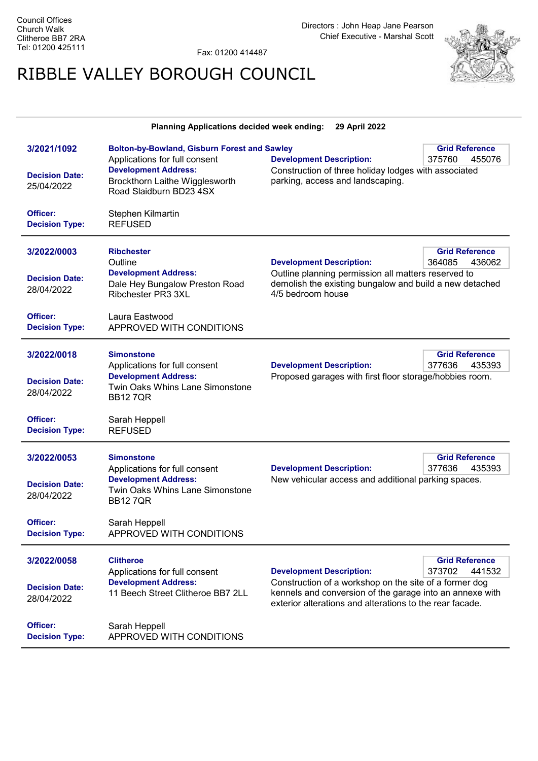Council Offices
Church Walk
Clitheroe BB7 2RA
Tel: 01200 425111

Fax: 01200 414487

Directors : John Heap Jane Pearson
Chief Executive - Marshal Scott

# RIBBLE VALLEY BOROUGH COUNCIL

**Planning Applications decided week ending: 29 April 2022**

---

**3/2021/1092**

**Bolton-by-Bowland, Gisburn Forest and Sawley**
Applications for full consent

**Grid Reference** 375760 455076

**Decision Date:** 25/04/2022

**Development Address:** Brockthorn Laithe Wigglesworth Road Slaidburn BD23 4SX

**Development Description:** Construction of three holiday lodges with associated parking, access and landscaping.

**Officer:** Stephen Kilmartin

**Decision Type:** REFUSED

---

**3/2022/0003**

**Ribchester**
Outline

**Grid Reference** 364085 436062

**Decision Date:** 28/04/2022

**Development Address:** Dale Hey Bungalow Preston Road Ribchester PR3 3XL

**Development Description:** Outline planning permission all matters reserved to demolish the existing bungalow and build a new detached 4/5 bedroom house

**Officer:** Laura Eastwood

**Decision Type:** APPROVED WITH CONDITIONS

---

**3/2022/0018**

**Simonstone**
Applications for full consent

**Grid Reference** 377636 435393

**Decision Date:** 28/04/2022

**Development Address:** Twin Oaks Whins Lane Simonstone BB12 7QR

**Development Description:** Proposed garages with first floor storage/hobbies room.

**Officer:** Sarah Heppell

**Decision Type:** REFUSED

---

**3/2022/0053**

**Simonstone**
Applications for full consent

**Grid Reference** 377636 435393

**Decision Date:** 28/04/2022

**Development Address:** Twin Oaks Whins Lane Simonstone BB12 7QR

**Development Description:** New vehicular access and additional parking spaces.

**Officer:** Sarah Heppell

**Decision Type:** APPROVED WITH CONDITIONS

---

**3/2022/0058**

**Clitheroe**
Applications for full consent

**Grid Reference** 373702 441532

**Decision Date:** 28/04/2022

**Development Address:** 11 Beech Street Clitheroe BB7 2LL

**Development Description:** Construction of a workshop on the site of a former dog kennels and conversion of the garage into an annexe with exterior alterations and alterations to the rear facade.

**Officer:** Sarah Heppell

**Decision Type:** APPROVED WITH CONDITIONS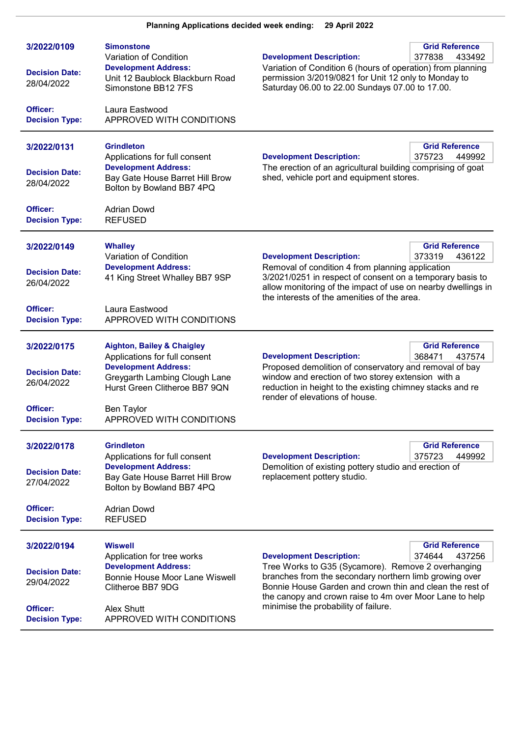**Planning Applications decided week ending: 29 April 2022**

---

**3/2022/0109**

**Simonstone**
Variation of Condition

**Decision Date:** 28/04/2022

**Development Address:**
Unit 12 Baublock Blackburn Road Simonstone BB12 7FS

**Development Description:**
Variation of Condition 6 (hours of operation) from planning permission 3/2019/0821 for Unit 12 only to Monday to Saturday 06.00 to 22.00 Sundays 07.00 to 17.00.

**Grid Reference:** 377838 433492

**Officer:** Laura Eastwood
**Decision Type:** APPROVED WITH CONDITIONS

---

**3/2022/0131**

**Grindleton**
Applications for full consent

**Decision Date:** 28/04/2022

**Development Address:**
Bay Gate House Barret Hill Brow Bolton by Bowland BB7 4PQ

**Development Description:**
The erection of an agricultural building comprising of goat shed, vehicle port and equipment stores.

**Grid Reference:** 375723 449992

**Officer:** Adrian Dowd
**Decision Type:** REFUSED

---

**3/2022/0149**

**Whalley**
Variation of Condition

**Decision Date:** 26/04/2022

**Development Address:**
41 King Street Whalley BB7 9SP

**Development Description:**
Removal of condition 4 from planning application 3/2021/0251 in respect of consent on a temporary basis to allow monitoring of the impact of use on nearby dwellings in the interests of the amenities of the area.

**Grid Reference:** 373319 436122

**Officer:** Laura Eastwood
**Decision Type:** APPROVED WITH CONDITIONS

---

**3/2022/0175**

**Aighton, Bailey & Chaigley**
Applications for full consent

**Decision Date:** 26/04/2022

**Development Address:**
Greygarth Lambing Clough Lane Hurst Green Clitheroe BB7 9QN

**Development Description:**
Proposed demolition of conservatory and removal of bay window and erection of two storey extension with a reduction in height to the existing chimney stacks and re render of elevations of house.

**Grid Reference:** 368471 437574

**Officer:** Ben Taylor
**Decision Type:** APPROVED WITH CONDITIONS

---

**3/2022/0178**

**Grindleton**
Applications for full consent

**Decision Date:** 27/04/2022

**Development Address:**
Bay Gate House Barret Hill Brow Bolton by Bowland BB7 4PQ

**Development Description:**
Demolition of existing pottery studio and erection of replacement pottery studio.

**Grid Reference:** 375723 449992

**Officer:** Adrian Dowd
**Decision Type:** REFUSED

---

**3/2022/0194**

**Wiswell**
Application for tree works

**Decision Date:** 29/04/2022

**Development Address:**
Bonnie House Moor Lane Wiswell Clitheroe BB7 9DG

**Development Description:**
Tree Works to G35 (Sycamore). Remove 2 overhanging branches from the secondary northern limb growing over Bonnie House Garden and crown thin and clean the rest of the canopy and crown raise to 4m over Moor Lane to help minimise the probability of failure.

**Grid Reference:** 374644 437256

**Officer:** Alex Shutt
**Decision Type:** APPROVED WITH CONDITIONS

---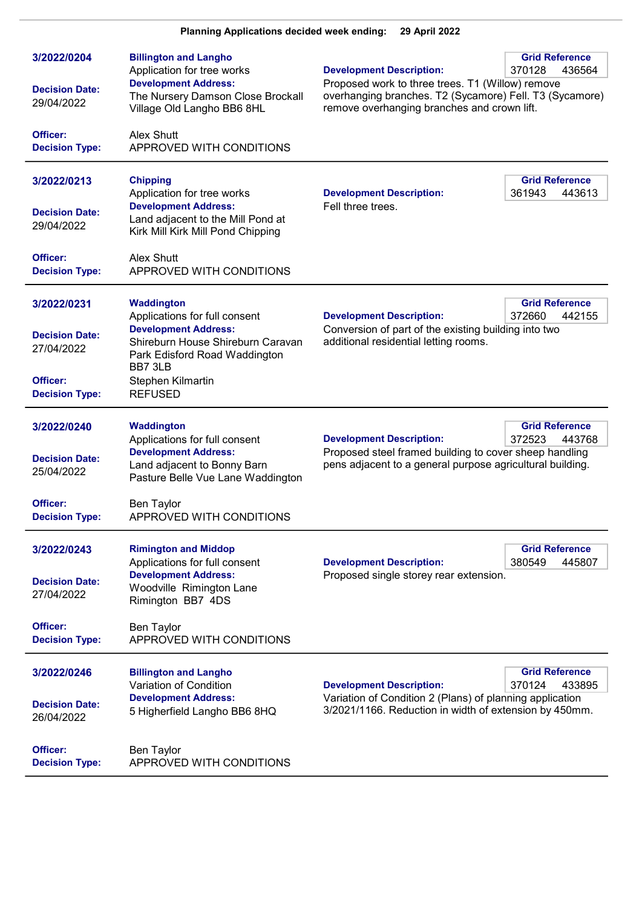**Planning Applications decided week ending: 29 April 2022**

---

**3/2022/0204**

**Billington and Langho**
Application for tree works

**Decision Date:** 29/04/2022

**Development Address:**
The Nursery Damson Close Brockall Village Old Langho BB6 8HL

**Development Description:**
Proposed work to three trees. T1 (Willow) remove overhanging branches. T2 (Sycamore) Fell. T3 (Sycamore) remove overhanging branches and crown lift.

**Grid Reference:** 370128 436564

**Officer:** Alex Shutt
**Decision Type:** APPROVED WITH CONDITIONS

---

**3/2022/0213**

**Chipping**
Application for tree works

**Decision Date:** 29/04/2022

**Development Address:**
Land adjacent to the Mill Pond at Kirk Mill Kirk Mill Pond Chipping

**Development Description:**
Fell three trees.

**Grid Reference:** 361943 443613

**Officer:** Alex Shutt
**Decision Type:** APPROVED WITH CONDITIONS

---

**3/2022/0231**

**Waddington**
Applications for full consent

**Decision Date:** 27/04/2022

**Development Address:**
Shireburn House Shireburn Caravan Park Edisford Road Waddington BB7 3LB

**Development Description:**
Conversion of part of the existing building into two additional residential letting rooms.

**Grid Reference:** 372660 442155

**Officer:** Stephen Kilmartin
**Decision Type:** REFUSED

---

**3/2022/0240**

**Waddington**
Applications for full consent

**Decision Date:** 25/04/2022

**Development Address:**
Land adjacent to Bonny Barn Pasture Belle Vue Lane Waddington

**Development Description:**
Proposed steel framed building to cover sheep handling pens adjacent to a general purpose agricultural building.

**Grid Reference:** 372523 443768

**Officer:** Ben Taylor
**Decision Type:** APPROVED WITH CONDITIONS

---

**3/2022/0243**

**Rimington and Middop**
Applications for full consent

**Decision Date:** 27/04/2022

**Development Address:**
Woodville Rimington Lane Rimington BB7 4DS

**Development Description:**
Proposed single storey rear extension.

**Grid Reference:** 380549 445807

**Officer:** Ben Taylor
**Decision Type:** APPROVED WITH CONDITIONS

---

**3/2022/0246**

**Billington and Langho**
Variation of Condition

**Decision Date:** 26/04/2022

**Development Address:**
5 Higherfield Langho BB6 8HQ

**Development Description:**
Variation of Condition 2 (Plans) of planning application 3/2021/1166. Reduction in width of extension by 450mm.

**Grid Reference:** 370124 433895

**Officer:** Ben Taylor
**Decision Type:** APPROVED WITH CONDITIONS